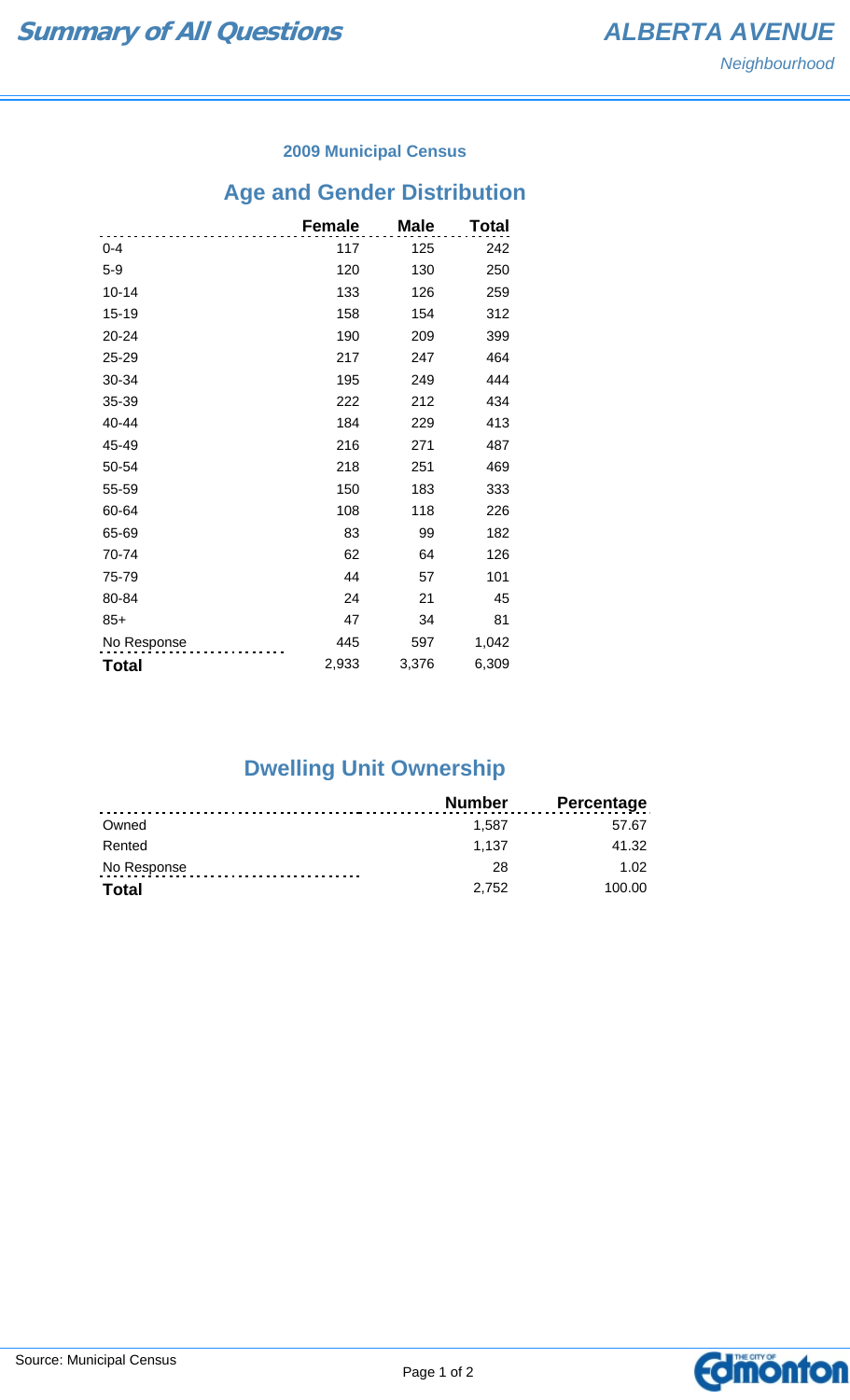# Summary of All Questions

## ALBERTA AVENUE

*Neighbourhood*

### 2009 Municipal Census

## Age and Gender Distribution

| | Female | Male | Total |
|---|---|---|---|
| 0-4 | 117 | 125 | 242 |
| 5-9 | 120 | 130 | 250 |
| 10-14 | 133 | 126 | 259 |
| 15-19 | 158 | 154 | 312 |
| 20-24 | 190 | 209 | 399 |
| 25-29 | 217 | 247 | 464 |
| 30-34 | 195 | 249 | 444 |
| 35-39 | 222 | 212 | 434 |
| 40-44 | 184 | 229 | 413 |
| 45-49 | 216 | 271 | 487 |
| 50-54 | 218 | 251 | 469 |
| 55-59 | 150 | 183 | 333 |
| 60-64 | 108 | 118 | 226 |
| 65-69 | 83 | 99 | 182 |
| 70-74 | 62 | 64 | 126 |
| 75-79 | 44 | 57 | 101 |
| 80-84 | 24 | 21 | 45 |
| 85+ | 47 | 34 | 81 |
| No Response | 445 | 597 | 1,042 |
| **Total** | 2,933 | 3,376 | 6,309 |

## Dwelling Unit Ownership

| | Number | Percentage |
|---|---|---|
| Owned | 1,587 | 57.67 |
| Rented | 1,137 | 41.32 |
| No Response | 28 | 1.02 |
| **Total** | 2,752 | 100.00 |

Source: Municipal Census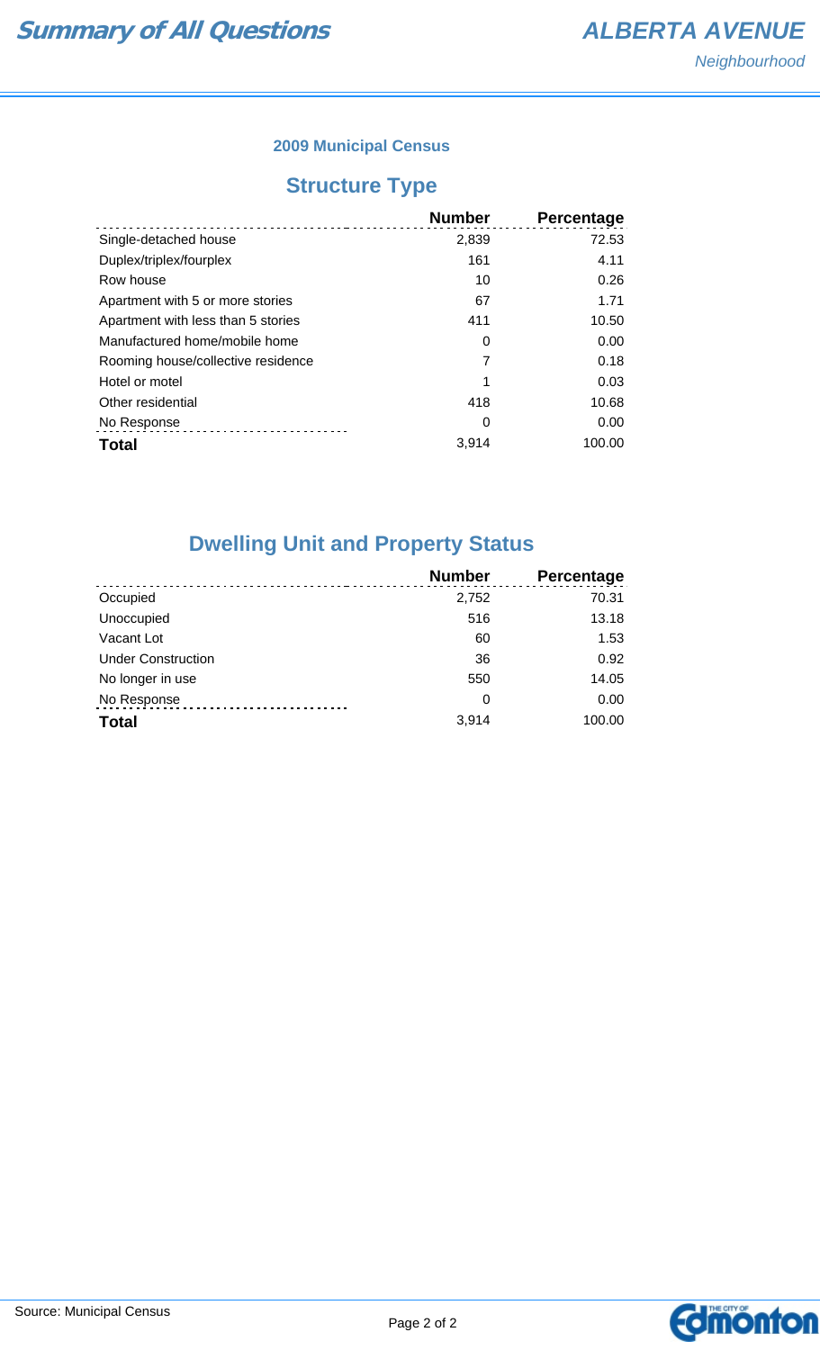# Summary of All Questions

## ALBERTA AVENUE

*Neighbourhood*

### 2009 Municipal Census

## Structure Type

| | Number | Percentage |
|---|---|---|
| Single-detached house | 2,839 | 72.53 |
| Duplex/triplex/fourplex | 161 | 4.11 |
| Row house | 10 | 0.26 |
| Apartment with 5 or more stories | 67 | 1.71 |
| Apartment with less than 5 stories | 411 | 10.50 |
| Manufactured home/mobile home | 0 | 0.00 |
| Rooming house/collective residence | 7 | 0.18 |
| Hotel or motel | 1 | 0.03 |
| Other residential | 418 | 10.68 |
| No Response | 0 | 0.00 |
| **Total** | 3,914 | 100.00 |

## Dwelling Unit and Property Status

| | Number | Percentage |
|---|---|---|
| Occupied | 2,752 | 70.31 |
| Unoccupied | 516 | 13.18 |
| Vacant Lot | 60 | 1.53 |
| Under Construction | 36 | 0.92 |
| No longer in use | 550 | 14.05 |
| No Response | 0 | 0.00 |
| **Total** | 3,914 | 100.00 |

Source: Municipal Census